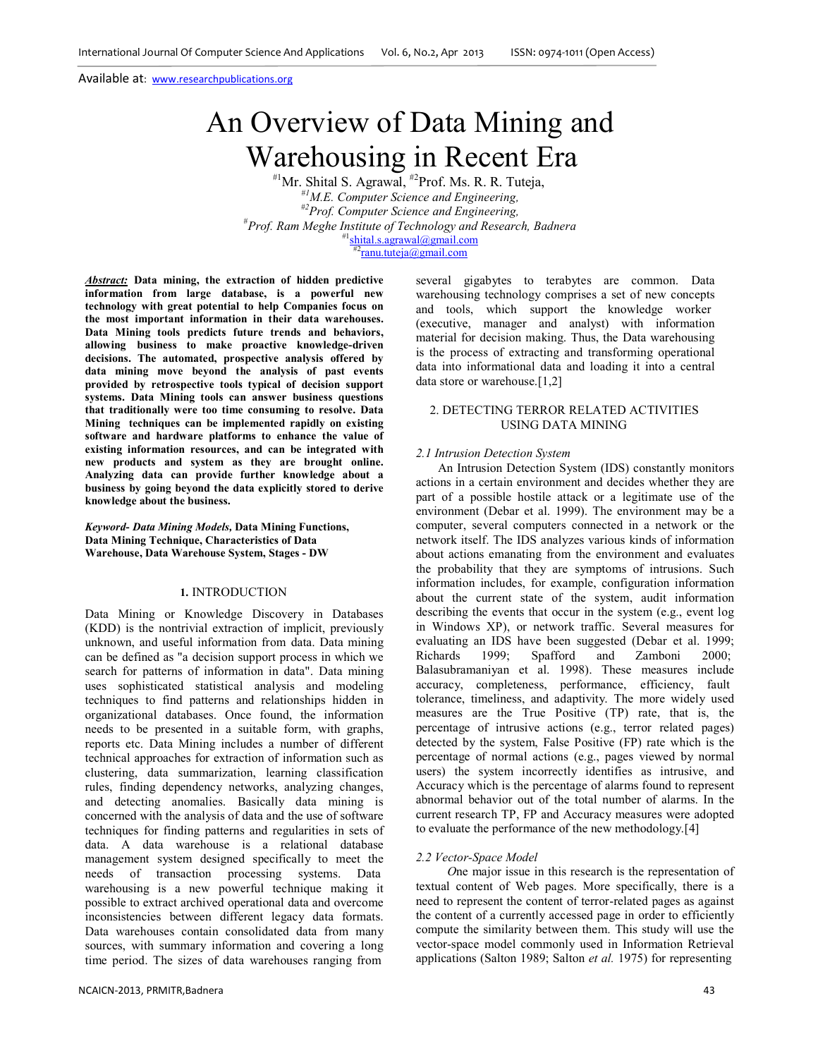Available at: www.researchpublications.org

# An Overview of Data Mining and Warehousing in Recent Era

[#1]Mr. Shital S. Agrawal, [#2]Prof. Ms. R. R. Tuteja,

[#1]*M.E. Computer Science and Engineering,*

[#2]*Prof. Computer Science and Engineering,*

[#]*Prof. Ram Meghe Institute of Technology and Research, Badnera*

[#1]shital.s.agrawal@gmail.com

[#2]ranu.tuteja@gmail.com

***Abstract:*** **Data mining, the extraction of hidden predictive information from large database, is a powerful new technology with great potential to help Companies focus on the most important information in their data warehouses. Data Mining tools predicts future trends and behaviors, allowing business to make proactive knowledge-driven decisions. The automated, prospective analysis offered by data mining move beyond the analysis of past events provided by retrospective tools typical of decision support systems. Data Mining tools can answer business questions that traditionally were too time consuming to resolve. Data Mining techniques can be implemented rapidly on existing software and hardware platforms to enhance the value of existing information resources, and can be integrated with new products and system as they are brought online. Analyzing data can provide further knowledge about a business by going beyond the data explicitly stored to derive knowledge about the business.**

*Keyword- Data Mining Models,* **Data Mining Functions, Data Mining Technique, Characteristics of Data Warehouse, Data Warehouse System, Stages - DW**

## 1. INTRODUCTION

Data Mining or Knowledge Discovery in Databases (KDD) is the nontrivial extraction of implicit, previously unknown, and useful information from data. Data mining can be defined as "a decision support process in which we search for patterns of information in data". Data mining uses sophisticated statistical analysis and modeling techniques to find patterns and relationships hidden in organizational databases. Once found, the information needs to be presented in a suitable form, with graphs, reports etc. Data Mining includes a number of different technical approaches for extraction of information such as clustering, data summarization, learning classification rules, finding dependency networks, analyzing changes, and detecting anomalies. Basically data mining is concerned with the analysis of data and the use of software techniques for finding patterns and regularities in sets of data. A data warehouse is a relational database management system designed specifically to meet the needs of transaction processing systems. Data warehousing is a new powerful technique making it possible to extract archived operational data and overcome inconsistencies between different legacy data formats. Data warehouses contain consolidated data from many sources, with summary information and covering a long time period. The sizes of data warehouses ranging from several gigabytes to terabytes are common. Data warehousing technology comprises a set of new concepts and tools, which support the knowledge worker (executive, manager and analyst) with information material for decision making. Thus, the Data warehousing is the process of extracting and transforming operational data into informational data and loading it into a central data store or warehouse.[1,2]

## 2. DETECTING TERROR RELATED ACTIVITIES USING DATA MINING

### *2.1 Intrusion Detection System*

An Intrusion Detection System (IDS) constantly monitors actions in a certain environment and decides whether they are part of a possible hostile attack or a legitimate use of the environment (Debar et al. 1999). The environment may be a computer, several computers connected in a network or the network itself. The IDS analyzes various kinds of information about actions emanating from the environment and evaluates the probability that they are symptoms of intrusions. Such information includes, for example, configuration information about the current state of the system, audit information describing the events that occur in the system (e.g., event log in Windows XP), or network traffic. Several measures for evaluating an IDS have been suggested (Debar et al. 1999; Richards 1999; Spafford and Zamboni 2000; Balasubramaniyan et al. 1998). These measures include accuracy, completeness, performance, efficiency, fault tolerance, timeliness, and adaptivity. The more widely used measures are the True Positive (TP) rate, that is, the percentage of intrusive actions (e.g., terror related pages) detected by the system, False Positive (FP) rate which is the percentage of normal actions (e.g., pages viewed by normal users) the system incorrectly identifies as intrusive, and Accuracy which is the percentage of alarms found to represent abnormal behavior out of the total number of alarms. In the current research TP, FP and Accuracy measures were adopted to evaluate the performance of the new methodology.[4]

### *2.2 Vector-Space Model*

One major issue in this research is the representation of textual content of Web pages. More specifically, there is a need to represent the content of terror-related pages as against the content of a currently accessed page in order to efficiently compute the similarity between them. This study will use the vector-space model commonly used in Information Retrieval applications (Salton 1989; Salton *et al.* 1975) for representing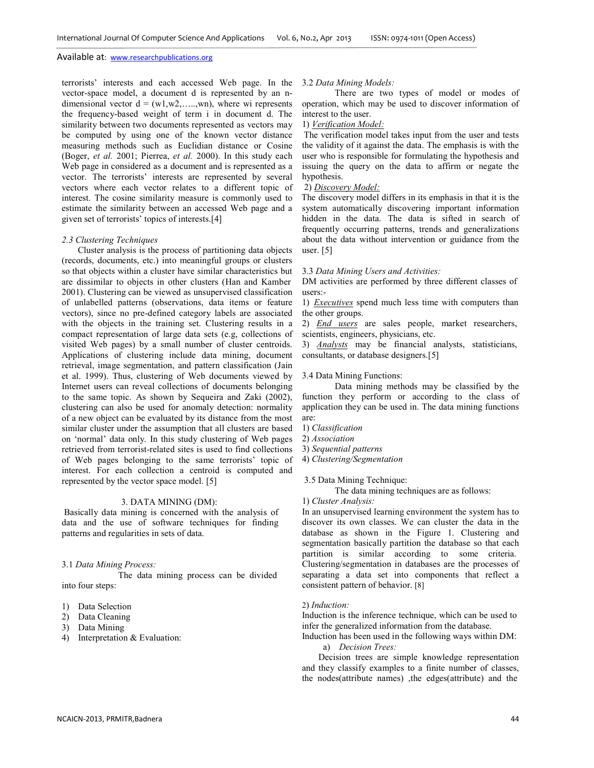terrorists' interests and each accessed Web page. In the vector-space model, a document d is represented by an n-dimensional vector $d = (w1,w2,\ldots,wn)$, where wi represents the frequency-based weight of term i in document d. The similarity between two documents represented as vectors may be computed by using one of the known vector distance measuring methods such as Euclidian distance or Cosine (Boger, *et al.* 2001; Pierrea, *et al.* 2000). In this study each Web page in considered as a document and is represented as a vector. The terrorists' interests are represented by several vectors where each vector relates to a different topic of interest. The cosine similarity measure is commonly used to estimate the similarity between an accessed Web page and a given set of terrorists' topics of interests.[4]

### 2.3 *Clustering Techniques*

Cluster analysis is the process of partitioning data objects (records, documents, etc.) into meaningful groups or clusters so that objects within a cluster have similar characteristics but are dissimilar to objects in other clusters (Han and Kamber 2001). Clustering can be viewed as unsupervised classification of unlabelled patterns (observations, data items or feature vectors), since no pre-defined category labels are associated with the objects in the training set. Clustering results in a compact representation of large data sets (e.g, collections of visited Web pages) by a small number of cluster centroids. Applications of clustering include data mining, document retrieval, image segmentation, and pattern classification (Jain et al. 1999). Thus, clustering of Web documents viewed by Internet users can reveal collections of documents belonging to the same topic. As shown by Sequeira and Zaki (2002), clustering can also be used for anomaly detection: normality of a new object can be evaluated by its distance from the most similar cluster under the assumption that all clusters are based on 'normal' data only. In this study clustering of Web pages retrieved from terrorist-related sites is used to find collections of Web pages belonging to the same terrorists' topic of interest. For each collection a centroid is computed and represented by the vector space model. [5]

## 3. DATA MINING (DM):

Basically data mining is concerned with the analysis of data and the use of software techniques for finding patterns and regularities in sets of data.

### 3.1 *Data Mining Process:*

The data mining process can be divided into four steps:

1) Data Selection
2) Data Cleaning
3) Data Mining
4) Interpretation & Evaluation:

### 3.2 *Data Mining Models:*

There are two types of model or modes of operation, which may be used to discover information of interest to the user.

1) *Verification Model:*

The verification model takes input from the user and tests the validity of it against the data. The emphasis is with the user who is responsible for formulating the hypothesis and issuing the query on the data to affirm or negate the hypothesis.

2) *Discovery Model:*

The discovery model differs in its emphasis in that it is the system automatically discovering important information hidden in the data. The data is sifted in search of frequently occurring patterns, trends and generalizations about the data without intervention or guidance from the user. [5]

### 3.3 *Data Mining Users and Activities:*

DM activities are performed by three different classes of users:-

1) *Executives* spend much less time with computers than the other groups.
2) *End users* are sales people, market researchers, scientists, engineers, physicians, etc.
3) *Analysts* may be financial analysts, statisticians, consultants, or database designers.[5]

### 3.4 Data Mining Functions:

Data mining methods may be classified by the function they perform or according to the class of application they can be used in. The data mining functions are:

1) *Classification*
2) *Association*
3) *Sequential patterns*
4) *Clustering/Segmentation*

### 3.5 Data Mining Technique:

The data mining techniques are as follows:

1) *Cluster Analysis:*

In an unsupervised learning environment the system has to discover its own classes. We can cluster the data in the database as shown in the Figure 1. Clustering and segmentation basically partition the database so that each partition is similar according to some criteria. Clustering/segmentation in databases are the processes of separating a data set into components that reflect a consistent pattern of behavior. [8]

2) *Induction:*

Induction is the inference technique, which can be used to infer the generalized information from the database.

Induction has been used in the following ways within DM:

a) *Decision Trees:*

Decision trees are simple knowledge representation and they classify examples to a finite number of classes, the nodes(attribute names) ,the edges(attribute) and the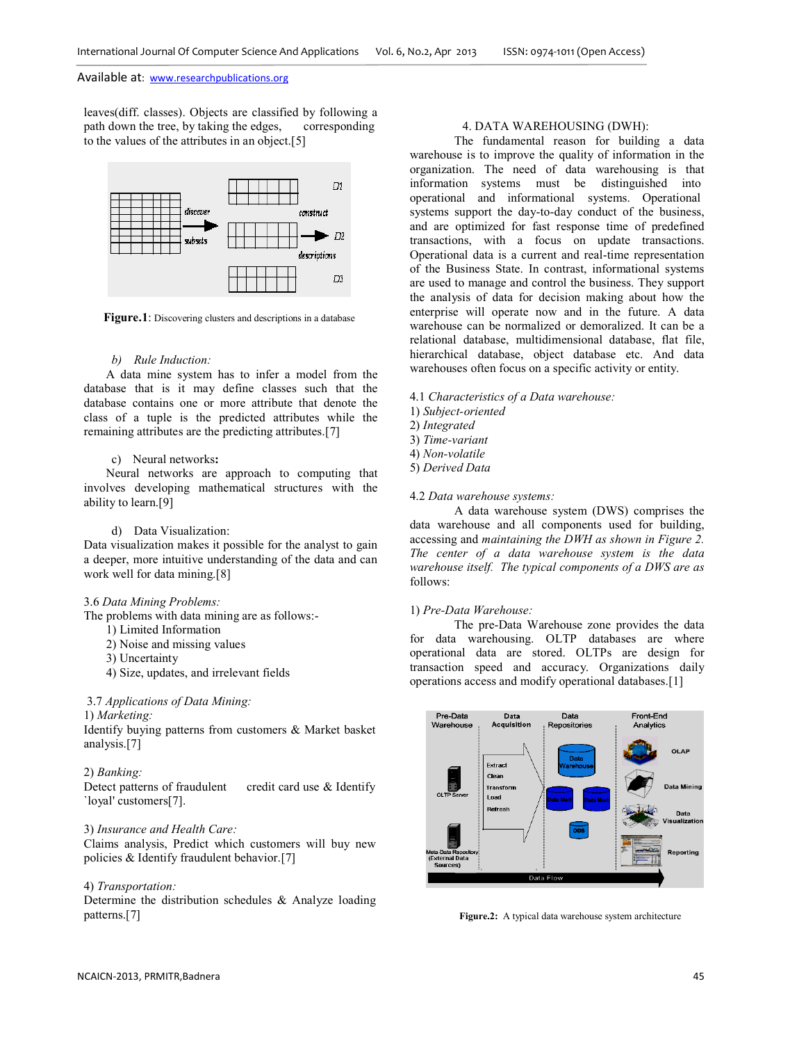leaves(diff. classes). Objects are classified by following a path down the tree, by taking the edges, corresponding to the values of the attributes in an object.[5]

**Figure.1**: Discovering clusters and descriptions in a database

*b) Rule Induction:*

A data mine system has to infer a model from the database that is it may define classes such that the database contains one or more attribute that denote the class of a tuple is the predicted attributes while the remaining attributes are the predicting attributes.[7]

c) Neural networks**:**

Neural networks are approach to computing that involves developing mathematical structures with the ability to learn.[9]

d) Data Visualization:

Data visualization makes it possible for the analyst to gain a deeper, more intuitive understanding of the data and can work well for data mining.[8]

3.6 *Data Mining Problems:*

The problems with data mining are as follows:-

1) Limited Information
2) Noise and missing values
3) Uncertainty
4) Size, updates, and irrelevant fields

3.7 *Applications of Data Mining:*

1) *Marketing:*

Identify buying patterns from customers & Market basket analysis.[7]

2) *Banking:*

Detect patterns of fraudulent credit card use & Identify `loyal' customers[7].

3) *Insurance and Health Care:*

Claims analysis, Predict which customers will buy new policies & Identify fraudulent behavior.[7]

4) *Transportation:*

Determine the distribution schedules & Analyze loading patterns.[7]

4. DATA WAREHOUSING (DWH):

The fundamental reason for building a data warehouse is to improve the quality of information in the organization. The need of data warehousing is that information systems must be distinguished into operational and informational systems. Operational systems support the day-to-day conduct of the business, and are optimized for fast response time of predefined transactions, with a focus on update transactions. Operational data is a current and real-time representation of the Business State. In contrast, informational systems are used to manage and control the business. They support the analysis of data for decision making about how the enterprise will operate now and in the future. A data warehouse can be normalized or demoralized. It can be a relational database, multidimensional database, flat file, hierarchical database, object database etc. And data warehouses often focus on a specific activity or entity.

4.1 *Characteristics of a Data warehouse:*

1) *Subject-oriented*
2) *Integrated*
3) *Time-variant*
4) *Non-volatile*
5) *Derived Data*

4.2 *Data warehouse systems:*

A data warehouse system (DWS) comprises the data warehouse and all components used for building, accessing and *maintaining the DWH as shown in Figure 2. The center of a data warehouse system is the data warehouse itself. The typical components of a DWS are as* follows:

1) *Pre-Data Warehouse:*

The pre-Data Warehouse zone provides the data for data warehousing. OLTP databases are where operational data are stored. OLTPs are design for transaction speed and accuracy. Organizations daily operations access and modify operational databases.[1]

**Figure.2:** A typical data warehouse system architecture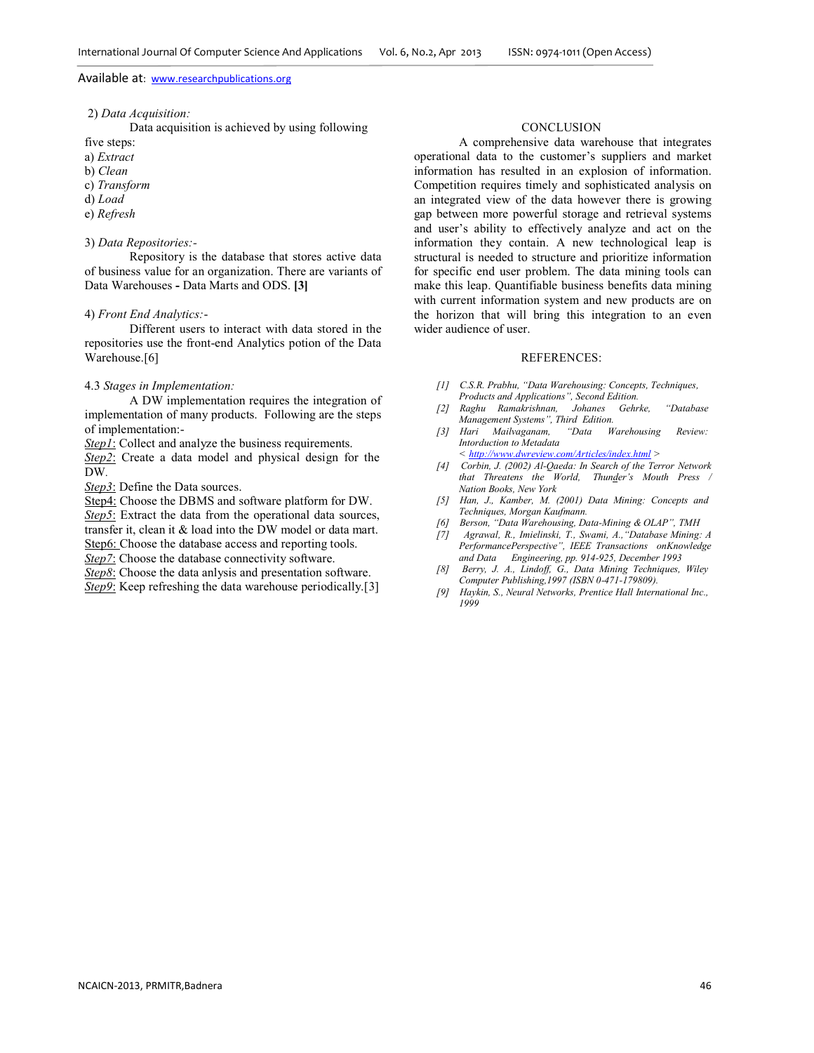2) *Data Acquisition:*

Data acquisition is achieved by using following five steps:

a) *Extract*
b) *Clean*
c) *Transform*
d) *Load*
e) *Refresh*

3) *Data Repositories:-*

Repository is the database that stores active data of business value for an organization. There are variants of Data Warehouses **-** Data Marts and ODS. **[3]**

4) *Front End Analytics:-*

Different users to interact with data stored in the repositories use the front-end Analytics potion of the Data Warehouse.[6]

4.3 *Stages in Implementation:*

A DW implementation requires the integration of implementation of many products. Following are the steps of implementation:-

*Step1*: Collect and analyze the business requirements.
*Step2*: Create a data model and physical design for the DW.
*Step3*: Define the Data sources.
Step4: Choose the DBMS and software platform for DW.
*Step5*: Extract the data from the operational data sources, transfer it, clean it & load into the DW model or data mart.
Step6: Choose the database access and reporting tools.
*Step7*: Choose the database connectivity software.
*Step8*: Choose the data anlysis and presentation software.
*Step9*: Keep refreshing the data warehouse periodically.[3]

## CONCLUSION

A comprehensive data warehouse that integrates operational data to the customer's suppliers and market information has resulted in an explosion of information. Competition requires timely and sophisticated analysis on an integrated view of the data however there is growing gap between more powerful storage and retrieval systems and user's ability to effectively analyze and act on the information they contain. A new technological leap is structural is needed to structure and prioritize information for specific end user problem. The data mining tools can make this leap. Quantifiable business benefits data mining with current information system and new products are on the horizon that will bring this integration to an even wider audience of user.

## REFERENCES:

[1] *C.S.R. Prabhu, "Data Warehousing: Concepts, Techniques, Products and Applications", Second Edition.*
[2] *Raghu Ramakrishnan, Johanes Gehrke, "Database Management Systems", Third Edition.*
[3] *Hari Mailvaganam, "Data Warehousing Review: Introduction to Metadata < http://www.dwreview.com/Articles/index.html >*
[4] *Corbin, J. (2002) Al-Qaeda: In Search of the Terror Network that Threatens the World, Thunder's Mouth Press / Nation Books, New York*
[5] *Han, J., Kamber, M. (2001) Data Mining: Concepts and Techniques, Morgan Kaufmann.*
[6] *Berson, "Data Warehousing, Data-Mining & OLAP", TMH*
[7] *Agrawal, R., Imielinski, T., Swami, A.,"Database Mining: A PerformancePerspective", IEEE Transactions onKnowledge and Data Engineering, pp. 914-925, December 1993*
[8] *Berry, J. A., Lindoff, G., Data Mining Techniques, Wiley Computer Publishing,1997 (ISBN 0-471-179809).*
[9] *Haykin, S., Neural Networks, Prentice Hall International Inc., 1999*